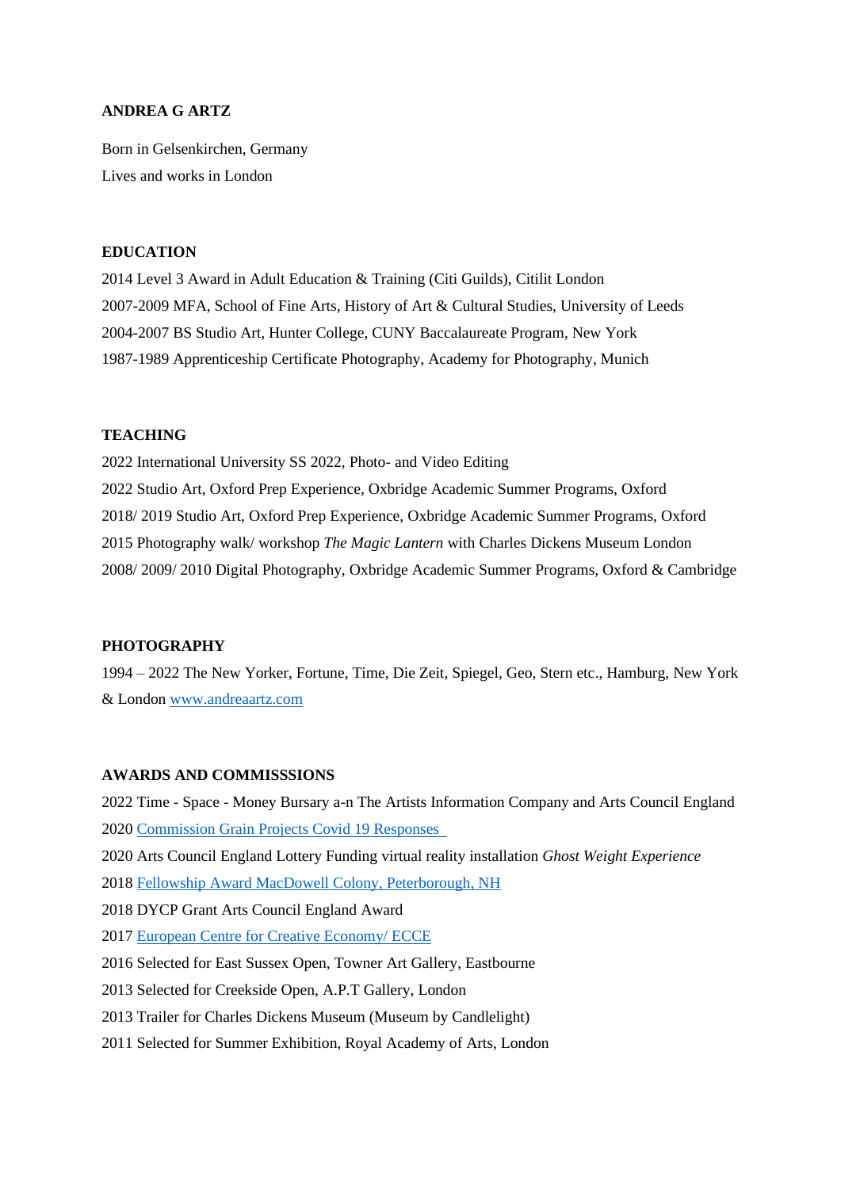# ANDREA G ARTZ

Born in Gelsenkirchen, Germany

Lives and works in London

## EDUCATION

2014 Level 3 Award in Adult Education & Training (Citi Guilds), Citilit London

2007-2009 MFA, School of Fine Arts, History of Art & Cultural Studies, University of Leeds

2004-2007 BS Studio Art, Hunter College, CUNY Baccalaureate Program, New York

1987-1989 Apprenticeship Certificate Photography, Academy for Photography, Munich

## TEACHING

2022 International University SS 2022, Photo- and Video Editing

2022 Studio Art, Oxford Prep Experience, Oxbridge Academic Summer Programs, Oxford

2018/ 2019 Studio Art, Oxford Prep Experience, Oxbridge Academic Summer Programs, Oxford

2015 Photography walk/ workshop *The Magic Lantern* with Charles Dickens Museum London

2008/ 2009/ 2010 Digital Photography, Oxbridge Academic Summer Programs, Oxford & Cambridge

## PHOTOGRAPHY

1994 – 2022 The New Yorker, Fortune, Time, Die Zeit, Spiegel, Geo, Stern etc., Hamburg, New York & London www.andreaartz.com

## AWARDS AND COMMISSSIONS

2022 Time - Space - Money Bursary a-n The Artists Information Company and Arts Council England

2020 Commission Grain Projects Covid 19 Responses

2020 Arts Council England Lottery Funding virtual reality installation *Ghost Weight Experience*

2018 Fellowship Award MacDowell Colony, Peterborough, NH

2018 DYCP Grant Arts Council England Award

2017 European Centre for Creative Economy/ ECCE

2016 Selected for East Sussex Open, Towner Art Gallery, Eastbourne

2013 Selected for Creekside Open, A.P.T Gallery, London

2013 Trailer for Charles Dickens Museum (Museum by Candlelight)

2011 Selected for Summer Exhibition, Royal Academy of Arts, London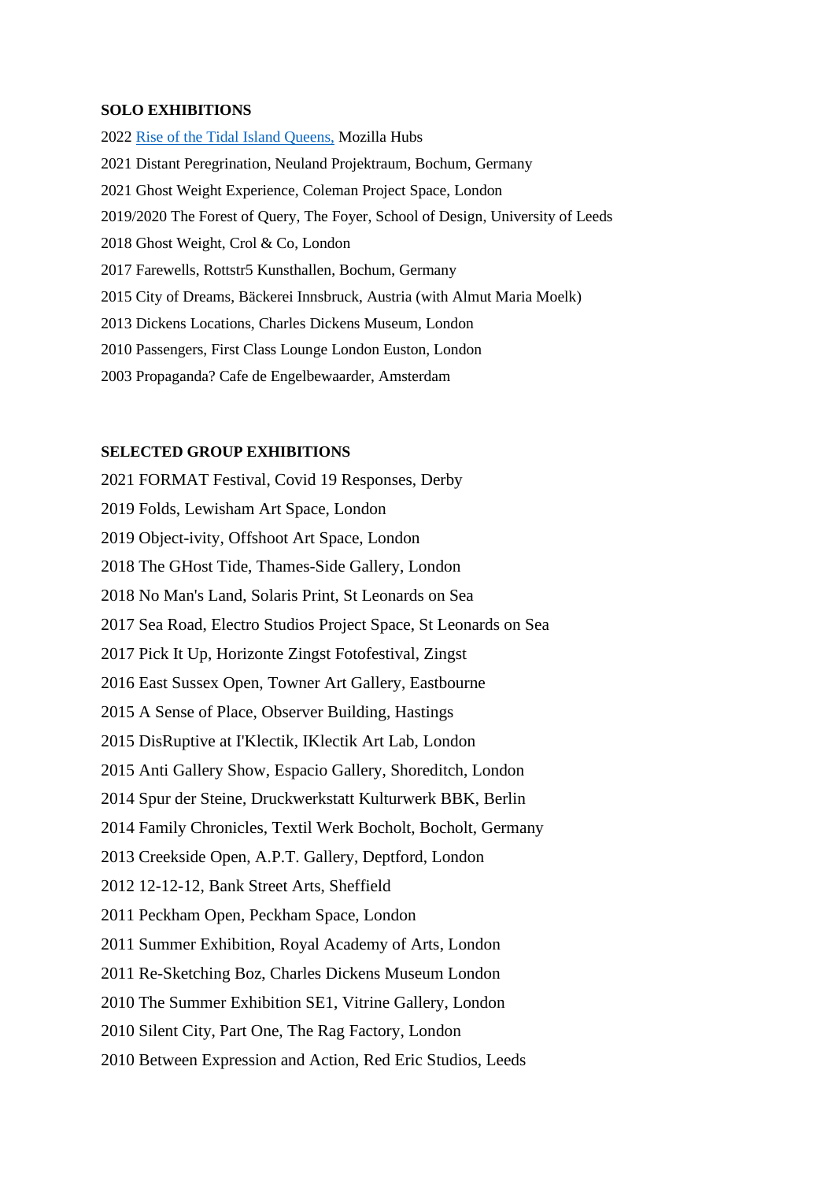**SOLO EXHIBITIONS**

2022 [Rise of the Tidal Island Queens,]() Mozilla Hubs

2021 Distant Peregrination, Neuland Projektraum, Bochum, Germany

2021 Ghost Weight Experience, Coleman Project Space, London

2019/2020 The Forest of Query, The Foyer, School of Design, University of Leeds

2018 Ghost Weight, Crol & Co, London

2017 Farewells, Rottstr5 Kunsthallen, Bochum, Germany

2015 City of Dreams, Bäckerei Innsbruck, Austria (with Almut Maria Moelk)

2013 Dickens Locations, Charles Dickens Museum, London

2010 Passengers, First Class Lounge London Euston, London

2003 Propaganda? Cafe de Engelbewaarder, Amsterdam

**SELECTED GROUP EXHIBITIONS**

2021 FORMAT Festival, Covid 19 Responses, Derby

2019 Folds, Lewisham Art Space, London

2019 Object-ivity, Offshoot Art Space, London

2018 The GHost Tide, Thames-Side Gallery, London

2018 No Man's Land, Solaris Print, St Leonards on Sea

2017 Sea Road, Electro Studios Project Space, St Leonards on Sea

2017 Pick It Up, Horizonte Zingst Fotofestival, Zingst

2016 East Sussex Open, Towner Art Gallery, Eastbourne

2015 A Sense of Place, Observer Building, Hastings

2015 DisRuptive at I'Klectik, IKlectik Art Lab, London

2015 Anti Gallery Show, Espacio Gallery, Shoreditch, London

2014 Spur der Steine, Druckwerkstatt Kulturwerk BBK, Berlin

2014 Family Chronicles, Textil Werk Bocholt, Bocholt, Germany

2013 Creekside Open, A.P.T. Gallery, Deptford, London

2012 12-12-12, Bank Street Arts, Sheffield

2011 Peckham Open, Peckham Space, London

2011 Summer Exhibition, Royal Academy of Arts, London

2011 Re-Sketching Boz, Charles Dickens Museum London

2010 The Summer Exhibition SE1, Vitrine Gallery, London

2010 Silent City, Part One, The Rag Factory, London

2010 Between Expression and Action, Red Eric Studios, Leeds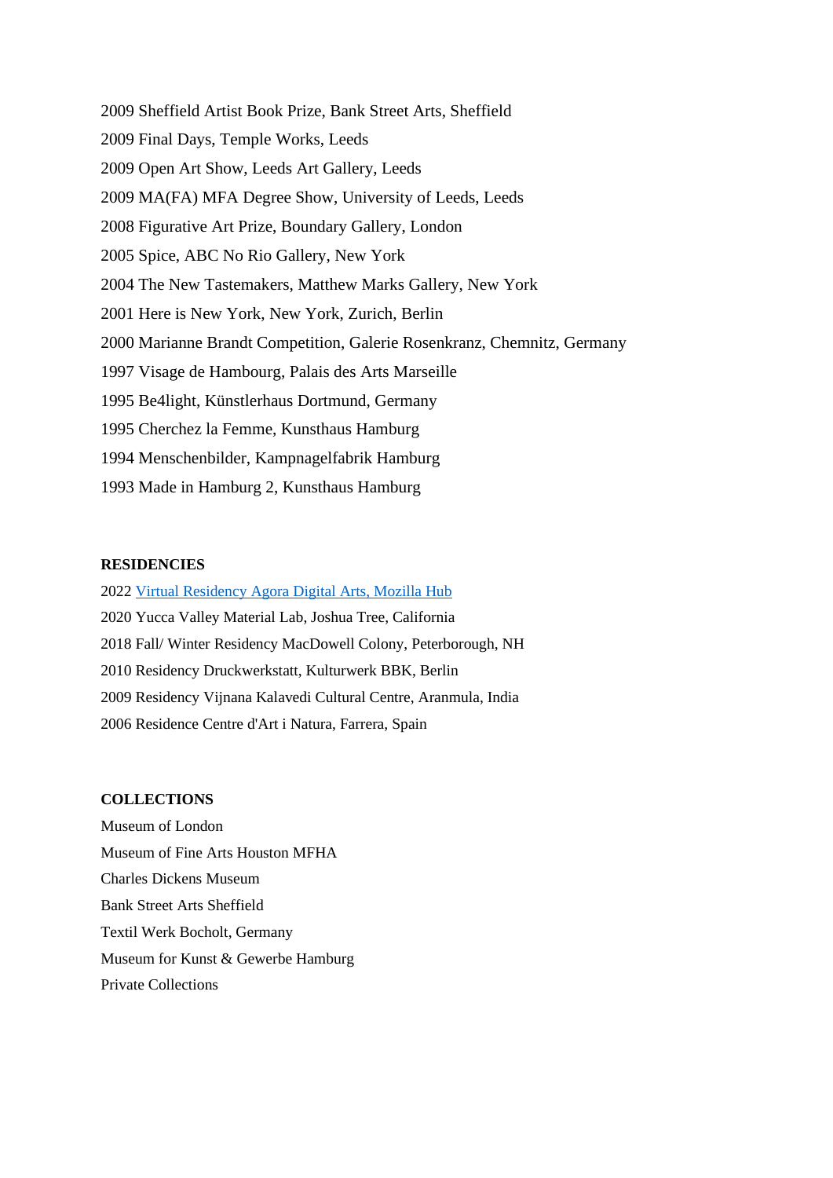2009 Sheffield Artist Book Prize, Bank Street Arts, Sheffield

2009 Final Days, Temple Works, Leeds

2009 Open Art Show, Leeds Art Gallery, Leeds

2009 MA(FA) MFA Degree Show, University of Leeds, Leeds

2008 Figurative Art Prize, Boundary Gallery, London

2005 Spice, ABC No Rio Gallery, New York

2004 The New Tastemakers, Matthew Marks Gallery, New York

2001 Here is New York, New York, Zurich, Berlin

2000 Marianne Brandt Competition, Galerie Rosenkranz, Chemnitz, Germany

1997 Visage de Hambourg, Palais des Arts Marseille

1995 Be4light, Künstlerhaus Dortmund, Germany

1995 Cherchez la Femme, Kunsthaus Hamburg

1994 Menschenbilder, Kampnagelfabrik Hamburg

1993 Made in Hamburg 2, Kunsthaus Hamburg

**RESIDENCIES**

2022 Virtual Residency Agora Digital Arts, Mozilla Hub

2020 Yucca Valley Material Lab, Joshua Tree, California

2018 Fall/ Winter Residency MacDowell Colony, Peterborough, NH

2010 Residency Druckwerkstatt, Kulturwerk BBK, Berlin

2009 Residency Vijnana Kalavedi Cultural Centre, Aranmula, India

2006 Residence Centre d'Art i Natura, Farrera, Spain

**COLLECTIONS**

Museum of London

Museum of Fine Arts Houston MFHA

Charles Dickens Museum

Bank Street Arts Sheffield

Textil Werk Bocholt, Germany

Museum for Kunst & Gewerbe Hamburg

Private Collections